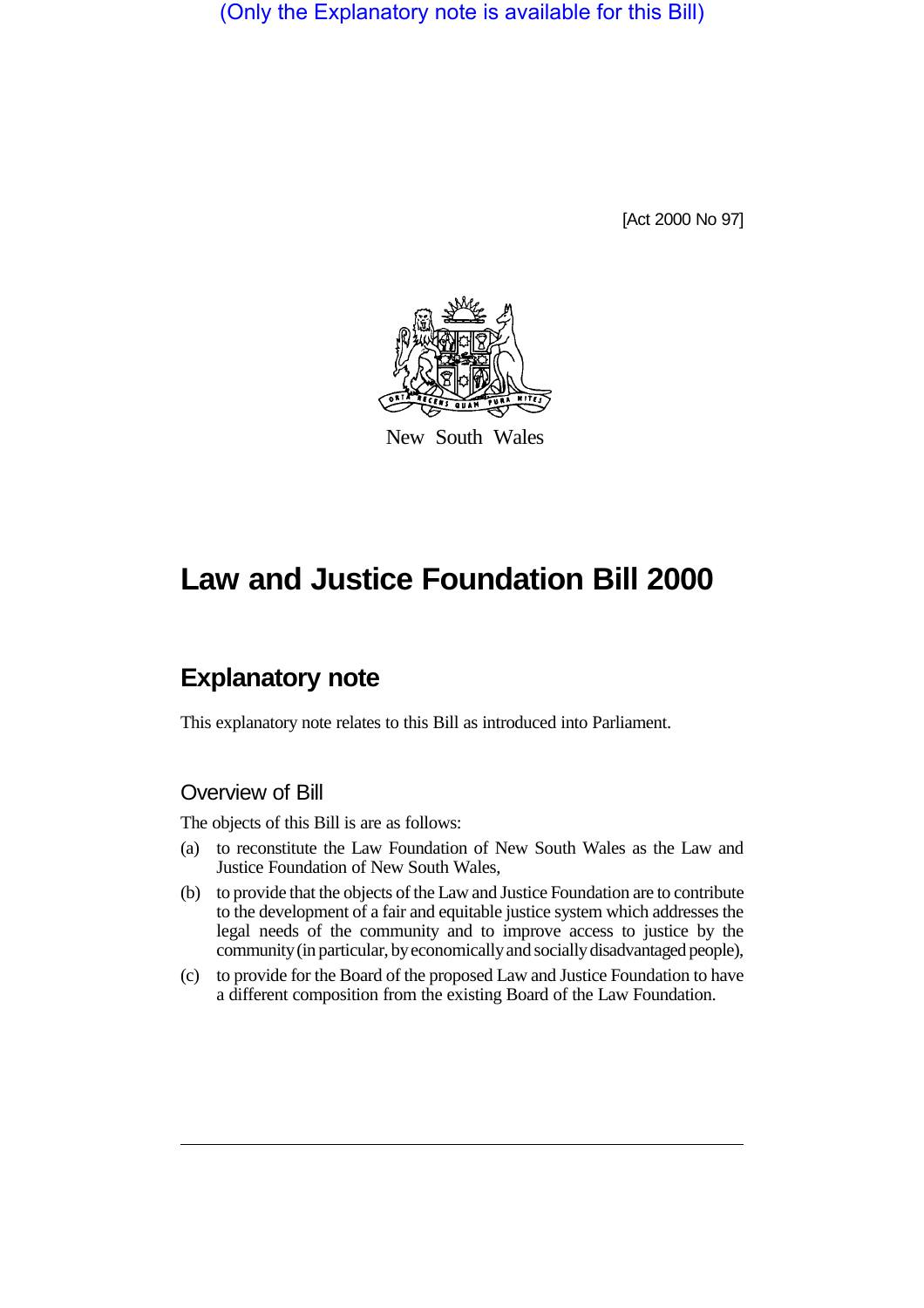(Only the Explanatory note is available for this Bill)

[Act 2000 No 97]

New South Wales

# Law and Justice Foundation Bill 2000

## Explanatory note

This explanatory note relates to this Bill as introduced into Parliament.

### Overview of Bill

The objects of this Bill is are as follows:

(a) to reconstitute the Law Foundation of New South Wales as the Law and Justice Foundation of New South Wales,

(b) to provide that the objects of the Law and Justice Foundation are to contribute to the development of a fair and equitable justice system which addresses the legal needs of the community and to improve access to justice by the community (in particular, by economically and socially disadvantaged people),

(c) to provide for the Board of the proposed Law and Justice Foundation to have a different composition from the existing Board of the Law Foundation.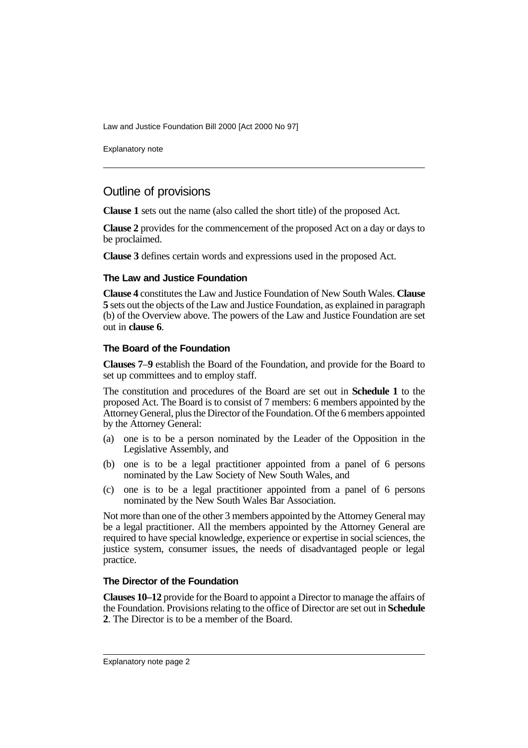## Outline of provisions

**Clause 1** sets out the name (also called the short title) of the proposed Act.

**Clause 2** provides for the commencement of the proposed Act on a day or days to be proclaimed.

**Clause 3** defines certain words and expressions used in the proposed Act.

### The Law and Justice Foundation

**Clause 4** constitutes the Law and Justice Foundation of New South Wales. **Clause 5** sets out the objects of the Law and Justice Foundation, as explained in paragraph (b) of the Overview above. The powers of the Law and Justice Foundation are set out in **clause 6**.

### The Board of the Foundation

**Clauses 7**–**9** establish the Board of the Foundation, and provide for the Board to set up committees and to employ staff.

The constitution and procedures of the Board are set out in **Schedule 1** to the proposed Act. The Board is to consist of 7 members: 6 members appointed by the Attorney General, plus the Director of the Foundation. Of the 6 members appointed by the Attorney General:

(a) one is to be a person nominated by the Leader of the Opposition in the Legislative Assembly, and

(b) one is to be a legal practitioner appointed from a panel of 6 persons nominated by the Law Society of New South Wales, and

(c) one is to be a legal practitioner appointed from a panel of 6 persons nominated by the New South Wales Bar Association.

Not more than one of the other 3 members appointed by the Attorney General may be a legal practitioner. All the members appointed by the Attorney General are required to have special knowledge, experience or expertise in social sciences, the justice system, consumer issues, the needs of disadvantaged people or legal practice.

### The Director of the Foundation

**Clauses 10–12** provide for the Board to appoint a Director to manage the affairs of the Foundation. Provisions relating to the office of Director are set out in **Schedule 2**. The Director is to be a member of the Board.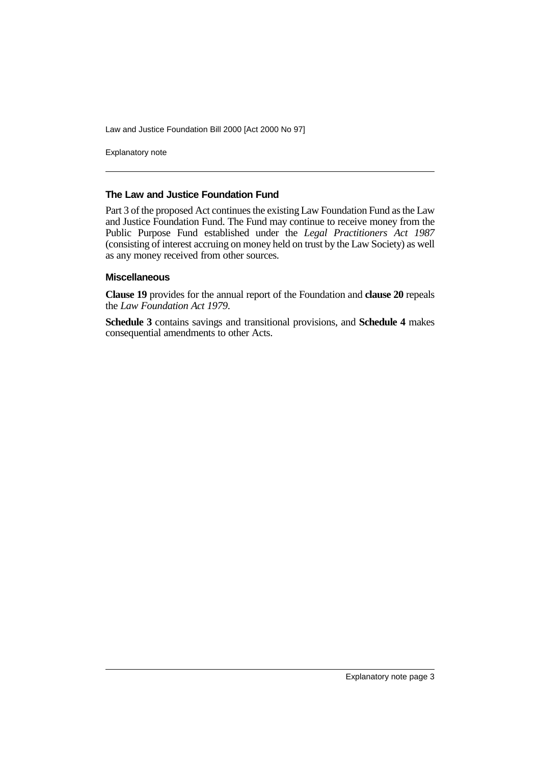### The Law and Justice Foundation Fund

Part 3 of the proposed Act continues the existing Law Foundation Fund as the Law and Justice Foundation Fund. The Fund may continue to receive money from the Public Purpose Fund established under the *Legal Practitioners Act 1987* (consisting of interest accruing on money held on trust by the Law Society) as well as any money received from other sources.

### Miscellaneous

**Clause 19** provides for the annual report of the Foundation and **clause 20** repeals the *Law Foundation Act 1979*.

**Schedule 3** contains savings and transitional provisions, and **Schedule 4** makes consequential amendments to other Acts.